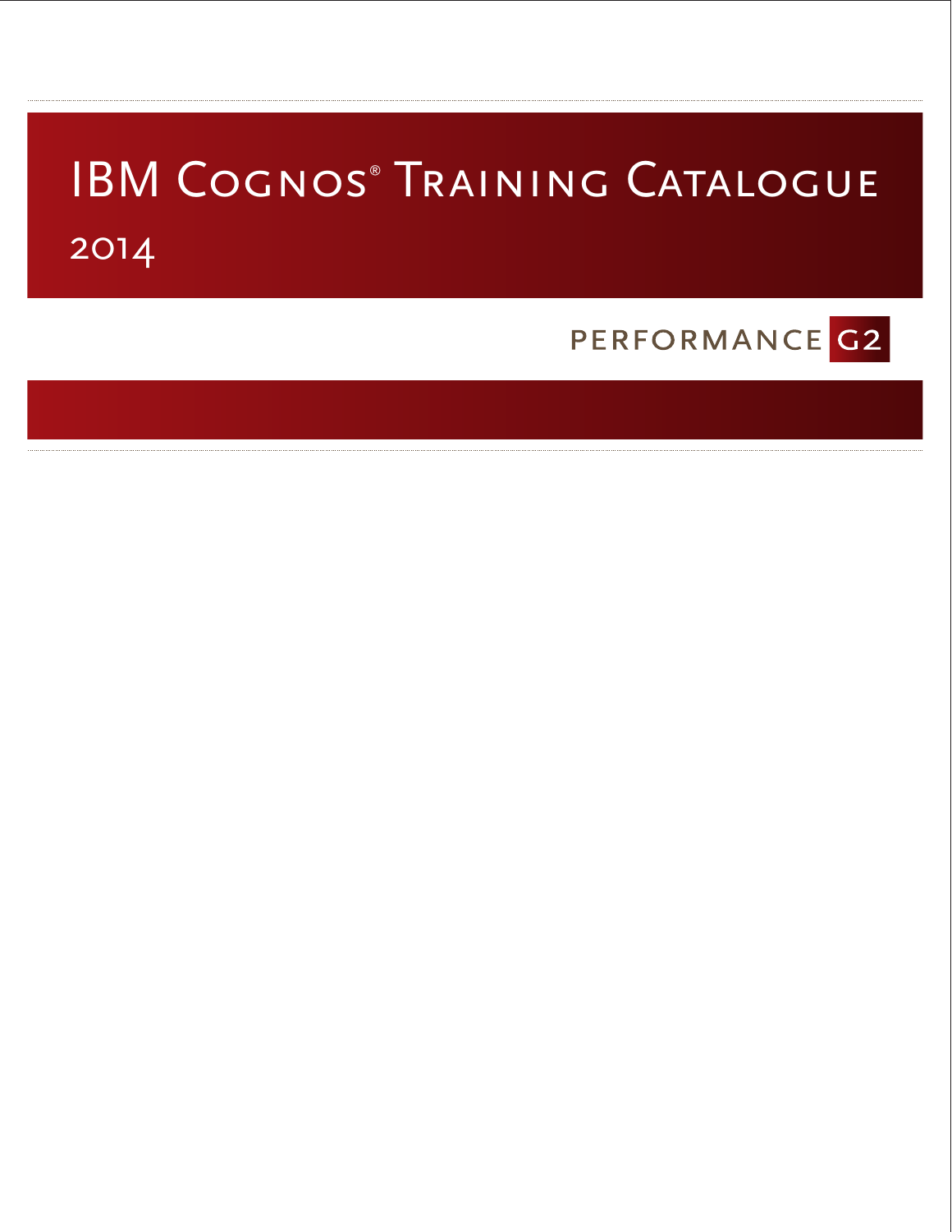# IBM Cognos® Training Catalogue

2014

PERFORMANCE G2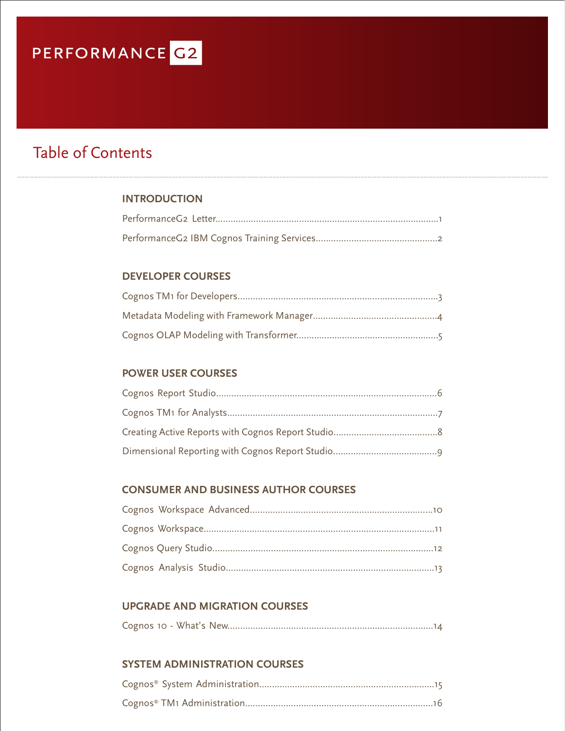PERFORMANCE G2

# Table of Contents

## INTRODUCTION

PerformanceG2 Letter.......................................................................................1

PerformanceG2 IBM Cognos Training Services................................................2

## DEVELOPER COURSES

Cognos TM1 for Developers..............................................................................3

Metadata Modeling with Framework Manager.................................................4

Cognos OLAP Modeling with Transformer.......................................................5

## POWER USER COURSES

Cognos Report Studio......................................................................................6

Cognos TM1 for Analysts..................................................................................7

Creating Active Reports with Cognos Report Studio........................................8

Dimensional Reporting with Cognos Report Studio.........................................9

## CONSUMER AND BUSINESS AUTHOR COURSES

Cognos Workspace Advanced........................................................................10

Cognos Workspace..........................................................................................11

Cognos Query Studio......................................................................................12

Cognos Analysis Studio...................................................................................13

## UPGRADE AND MIGRATION COURSES

Cognos 10 - What's New.................................................................................14

## SYSTEM ADMINISTRATION COURSES

Cognos® System Administration.....................................................................15

Cognos® TM1 Administration..........................................................................16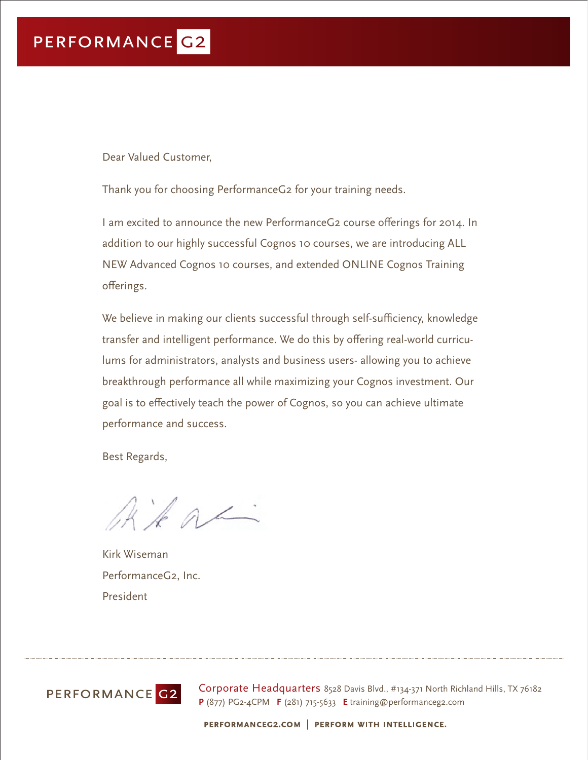Dear Valued Customer,

Thank you for choosing PerformanceG2 for your training needs.

I am excited to announce the new PerformanceG2 course offerings for 2014. In addition to our highly successful Cognos 10 courses, we are introducing ALL NEW Advanced Cognos 10 courses, and extended ONLINE Cognos Training offerings.

We believe in making our clients successful through self-sufficiency, knowledge transfer and intelligent performance. We do this by offering real-world curriculums for administrators, analysts and business users- allowing you to achieve breakthrough performance all while maximizing your Cognos investment. Our goal is to effectively teach the power of Cognos, so you can achieve ultimate performance and success.

Best Regards,

Kirk Wiseman
PerformanceG2, Inc.
President

PERFORMANCE G2 Corporate Headquarters 8528 Davis Blvd., #134-371 North Richland Hills, TX 76182
**P** (877) PG2-4CPM **F** (281) 715-5633 **E** training@performanceg2.com

**PERFORMANCEG2.COM | PERFORM WITH INTELLIGENCE.**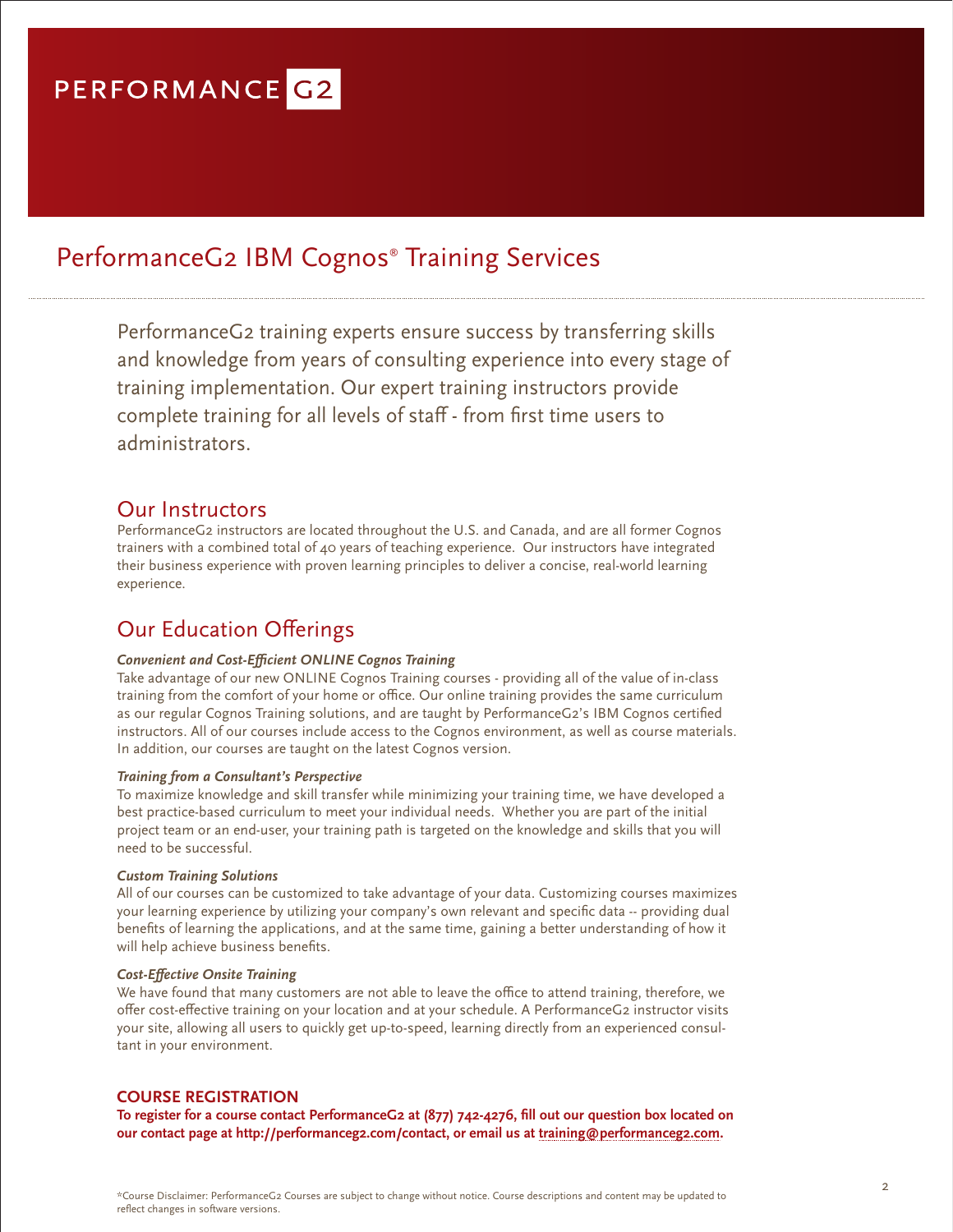PERFORMANCE G2

# PerformanceG2 IBM Cognos® Training Services

PerformanceG2 training experts ensure success by transferring skills and knowledge from years of consulting experience into every stage of training implementation. Our expert training instructors provide complete training for all levels of staff - from first time users to administrators.

## Our Instructors

PerformanceG2 instructors are located throughout the U.S. and Canada, and are all former Cognos trainers with a combined total of 40 years of teaching experience. Our instructors have integrated their business experience with proven learning principles to deliver a concise, real-world learning experience.

## Our Education Offerings

***Convenient and Cost-Efficient ONLINE Cognos Training***

Take advantage of our new ONLINE Cognos Training courses - providing all of the value of in-class training from the comfort of your home or office. Our online training provides the same curriculum as our regular Cognos Training solutions, and are taught by PerformanceG2's IBM Cognos certified instructors. All of our courses include access to the Cognos environment, as well as course materials. In addition, our courses are taught on the latest Cognos version.

***Training from a Consultant's Perspective***

To maximize knowledge and skill transfer while minimizing your training time, we have developed a best practice-based curriculum to meet your individual needs. Whether you are part of the initial project team or an end-user, your training path is targeted on the knowledge and skills that you will need to be successful.

***Custom Training Solutions***

All of our courses can be customized to take advantage of your data. Customizing courses maximizes your learning experience by utilizing your company's own relevant and specific data -- providing dual benefits of learning the applications, and at the same time, gaining a better understanding of how it will help achieve business benefits.

***Cost-Effective Onsite Training***

We have found that many customers are not able to leave the office to attend training, therefore, we offer cost-effective training on your location and at your schedule. A PerformanceG2 instructor visits your site, allowing all users to quickly get up-to-speed, learning directly from an experienced consultant in your environment.

### COURSE REGISTRATION

**To register for a course contact PerformanceG2 at (877) 742-4276, fill out our question box located on our contact page at http://performanceg2.com/contact, or email us at training@performanceg2.com.**

*Course Disclaimer: PerformanceG2 Courses are subject to change without notice. Course descriptions and content may be updated to reflect changes in software versions.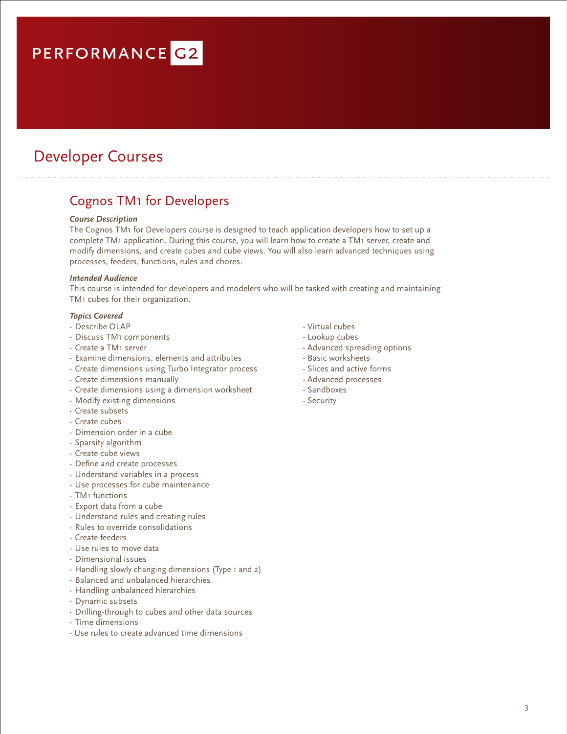PERFORMANCE G2

# Developer Courses

## Cognos TM1 for Developers

***Course Description***

The Cognos TM1 for Developers course is designed to teach application developers how to set up a complete TM1 application. During this course, you will learn how to create a TM1 server, create and modify dimensions, and create cubes and cube views. You will also learn advanced techniques using processes, feeders, functions, rules and chores.

***Intended Audience***

This course is intended for developers and modelers who will be tasked with creating and maintaining TM1 cubes for their organization.

***Topics Covered***

- Describe OLAP
- Discuss TM1 components
- Create a TM1 server
- Examine dimensions, elements and attributes
- Create dimensions using Turbo Integrator process
- Create dimensions manually
- Create dimensions using a dimension worksheet
- Modify existing dimensions
- Create subsets
- Create cubes
- Dimension order in a cube
- Sparsity algorithm
- Create cube views
- Define and create processes
- Understand variables in a process
- Use processes for cube maintenance
- TM1 functions
- Export data from a cube
- Understand rules and creating rules
- Rules to override consolidations
- Create feeders
- Use rules to move data
- Dimensional issues
- Handling slowly changing dimensions (Type 1 and 2)
- Balanced and unbalanced hierarchies
- Handling unbalanced hierarchies
- Dynamic subsets
- Drilling-through to cubes and other data sources
- Time dimensions
- Use rules to create advanced time dimensions
- Virtual cubes
- Lookup cubes
- Advanced spreading options
- Basic worksheets
- Slices and active forms
- Advanced processes
- Sandboxes
- Security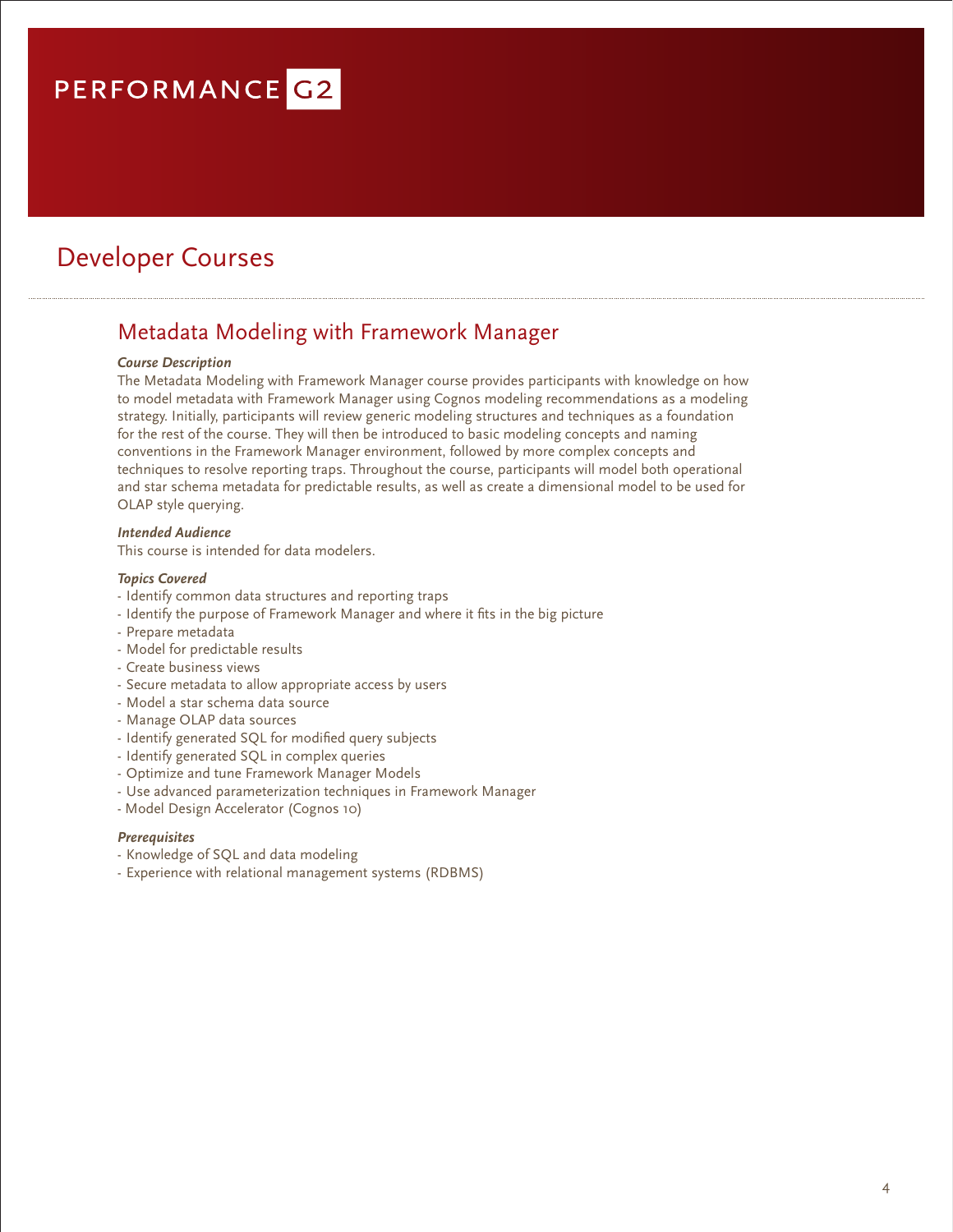PERFORMANCE G2

# Developer Courses

## Metadata Modeling with Framework Manager

***Course Description***

The Metadata Modeling with Framework Manager course provides participants with knowledge on how to model metadata with Framework Manager using Cognos modeling recommendations as a modeling strategy. Initially, participants will review generic modeling structures and techniques as a foundation for the rest of the course. They will then be introduced to basic modeling concepts and naming conventions in the Framework Manager environment, followed by more complex concepts and techniques to resolve reporting traps. Throughout the course, participants will model both operational and star schema metadata for predictable results, as well as create a dimensional model to be used for OLAP style querying.

***Intended Audience***

This course is intended for data modelers.

***Topics Covered***

- Identify common data structures and reporting traps
- Identify the purpose of Framework Manager and where it fits in the big picture
- Prepare metadata
- Model for predictable results
- Create business views
- Secure metadata to allow appropriate access by users
- Model a star schema data source
- Manage OLAP data sources
- Identify generated SQL for modified query subjects
- Identify generated SQL in complex queries
- Optimize and tune Framework Manager Models
- Use advanced parameterization techniques in Framework Manager
- Model Design Accelerator (Cognos 10)

***Prerequisites***

- Knowledge of SQL and data modeling
- Experience with relational management systems (RDBMS)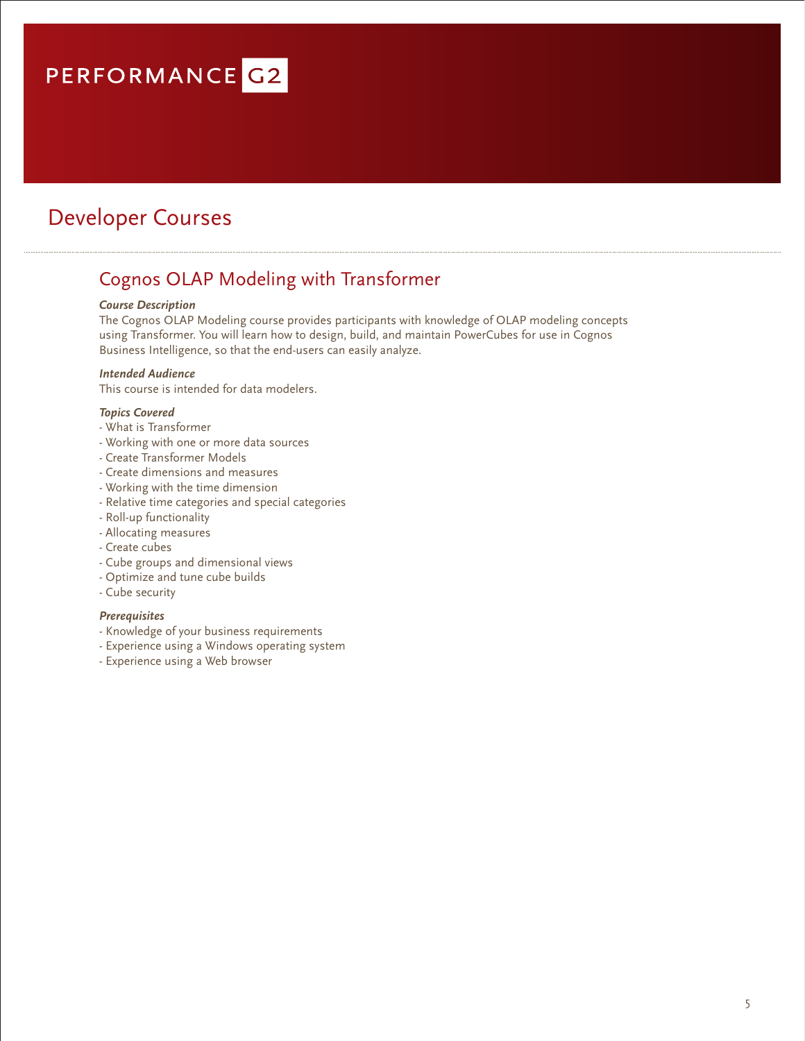PERFORMANCE G2

# Developer Courses

## Cognos OLAP Modeling with Transformer

***Course Description***

The Cognos OLAP Modeling course provides participants with knowledge of OLAP modeling concepts using Transformer. You will learn how to design, build, and maintain PowerCubes for use in Cognos Business Intelligence, so that the end-users can easily analyze.

***Intended Audience***

This course is intended for data modelers.

***Topics Covered***

- What is Transformer
- Working with one or more data sources
- Create Transformer Models
- Create dimensions and measures
- Working with the time dimension
- Relative time categories and special categories
- Roll-up functionality
- Allocating measures
- Create cubes
- Cube groups and dimensional views
- Optimize and tune cube builds
- Cube security

***Prerequisites***

- Knowledge of your business requirements
- Experience using a Windows operating system
- Experience using a Web browser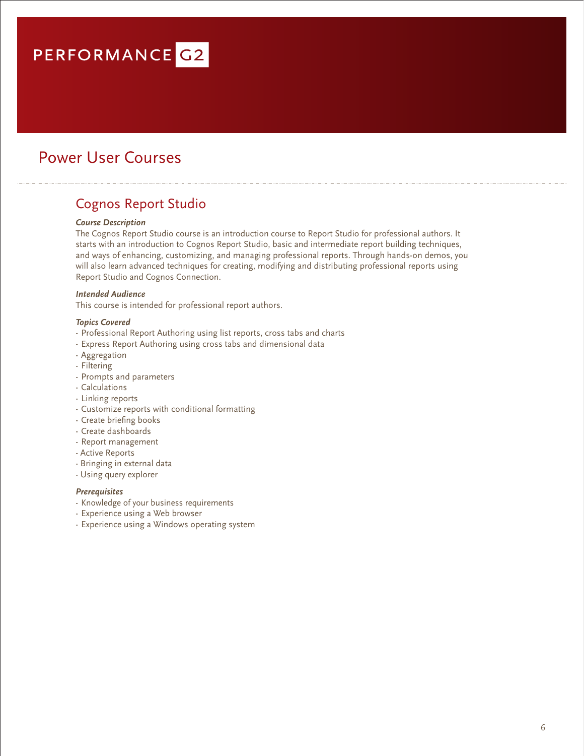# Power User Courses

## Cognos Report Studio

***Course Description***

The Cognos Report Studio course is an introduction course to Report Studio for professional authors. It starts with an introduction to Cognos Report Studio, basic and intermediate report building techniques, and ways of enhancing, customizing, and managing professional reports. Through hands-on demos, you will also learn advanced techniques for creating, modifying and distributing professional reports using Report Studio and Cognos Connection.

***Intended Audience***

This course is intended for professional report authors.

***Topics Covered***

- Professional Report Authoring using list reports, cross tabs and charts
- Express Report Authoring using cross tabs and dimensional data
- Aggregation
- Filtering
- Prompts and parameters
- Calculations
- Linking reports
- Customize reports with conditional formatting
- Create briefing books
- Create dashboards
- Report management
- Active Reports
- Bringing in external data
- Using query explorer

***Prerequisites***

- Knowledge of your business requirements
- Experience using a Web browser
- Experience using a Windows operating system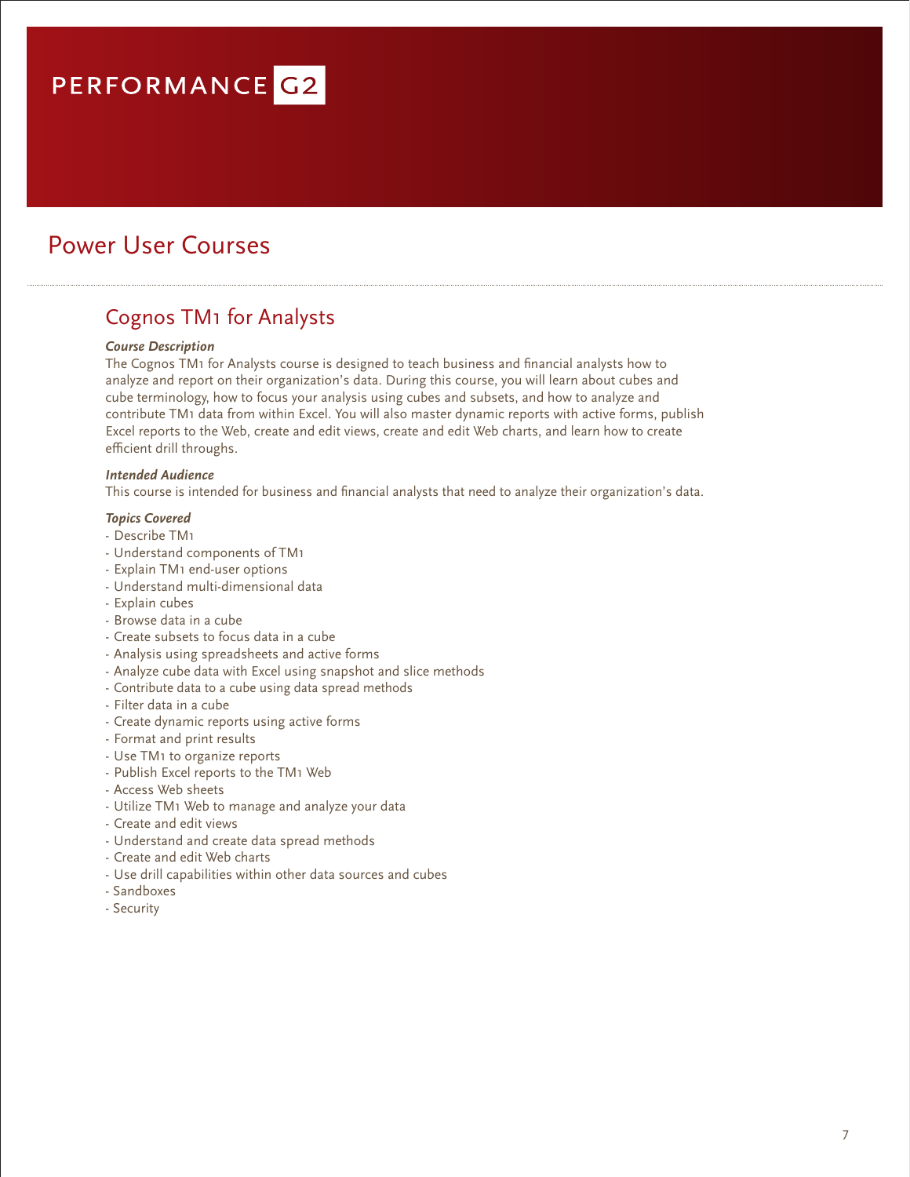PERFORMANCE G2

# Power User Courses

## Cognos TM1 for Analysts

***Course Description***

The Cognos TM1 for Analysts course is designed to teach business and financial analysts how to analyze and report on their organization's data. During this course, you will learn about cubes and cube terminology, how to focus your analysis using cubes and subsets, and how to analyze and contribute TM1 data from within Excel. You will also master dynamic reports with active forms, publish Excel reports to the Web, create and edit views, create and edit Web charts, and learn how to create efficient drill throughs.

***Intended Audience***

This course is intended for business and financial analysts that need to analyze their organization's data.

***Topics Covered***

- Describe TM1
- Understand components of TM1
- Explain TM1 end-user options
- Understand multi-dimensional data
- Explain cubes
- Browse data in a cube
- Create subsets to focus data in a cube
- Analysis using spreadsheets and active forms
- Analyze cube data with Excel using snapshot and slice methods
- Contribute data to a cube using data spread methods
- Filter data in a cube
- Create dynamic reports using active forms
- Format and print results
- Use TM1 to organize reports
- Publish Excel reports to the TM1 Web
- Access Web sheets
- Utilize TM1 Web to manage and analyze your data
- Create and edit views
- Understand and create data spread methods
- Create and edit Web charts
- Use drill capabilities within other data sources and cubes
- Sandboxes
- Security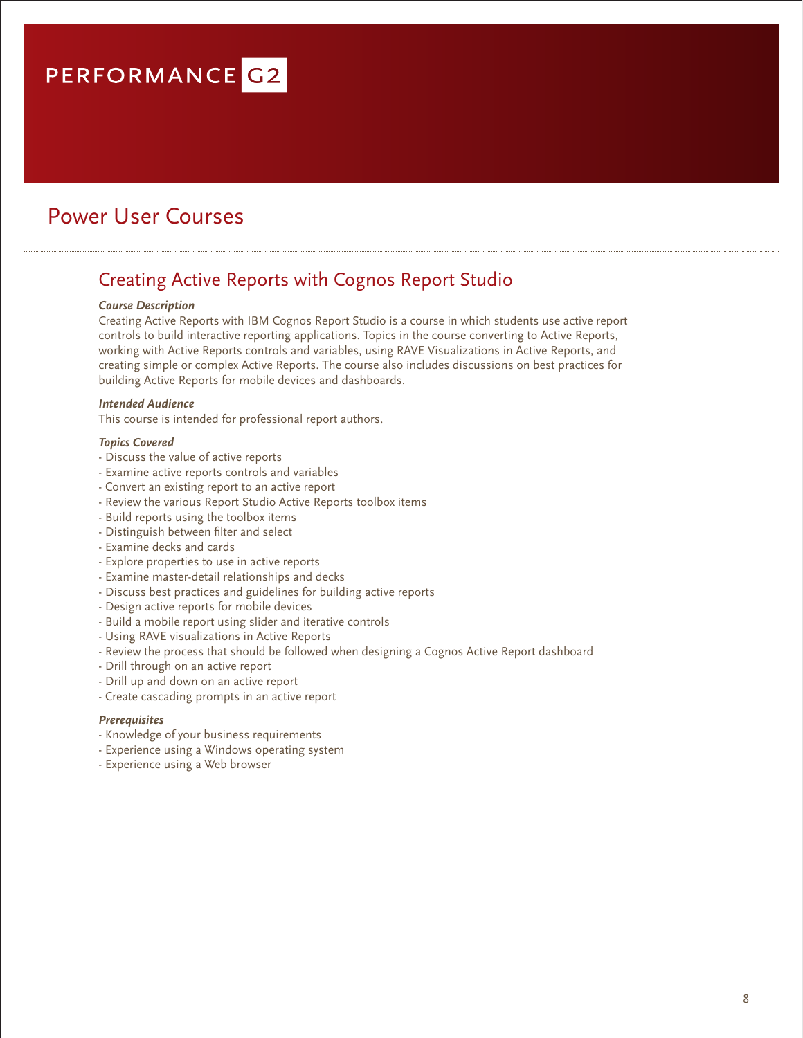PERFORMANCE G2

# Power User Courses

## Creating Active Reports with Cognos Report Studio

***Course Description***

Creating Active Reports with IBM Cognos Report Studio is a course in which students use active report controls to build interactive reporting applications. Topics in the course converting to Active Reports, working with Active Reports controls and variables, using RAVE Visualizations in Active Reports, and creating simple or complex Active Reports. The course also includes discussions on best practices for building Active Reports for mobile devices and dashboards.

***Intended Audience***

This course is intended for professional report authors.

***Topics Covered***

- Discuss the value of active reports
- Examine active reports controls and variables
- Convert an existing report to an active report
- Review the various Report Studio Active Reports toolbox items
- Build reports using the toolbox items
- Distinguish between filter and select
- Examine decks and cards
- Explore properties to use in active reports
- Examine master-detail relationships and decks
- Discuss best practices and guidelines for building active reports
- Design active reports for mobile devices
- Build a mobile report using slider and iterative controls
- Using RAVE visualizations in Active Reports
- Review the process that should be followed when designing a Cognos Active Report dashboard
- Drill through on an active report
- Drill up and down on an active report
- Create cascading prompts in an active report

***Prerequisites***

- Knowledge of your business requirements
- Experience using a Windows operating system
- Experience using a Web browser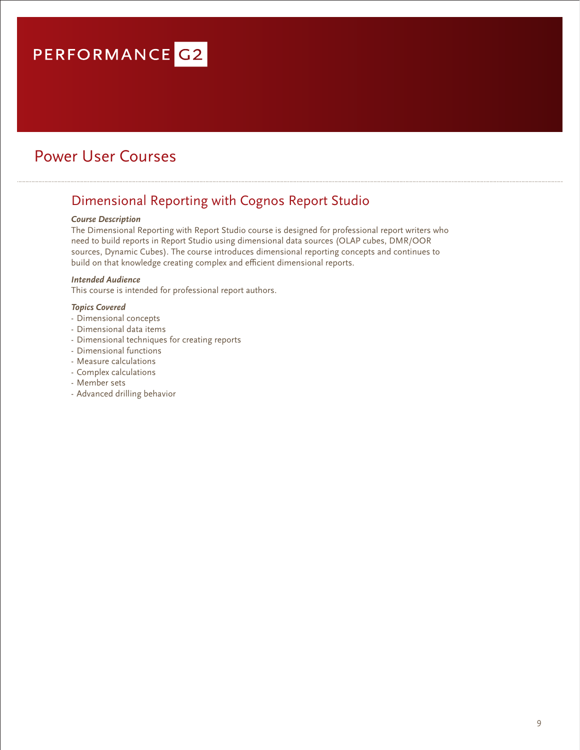# Power User Courses

## Dimensional Reporting with Cognos Report Studio

***Course Description***

The Dimensional Reporting with Report Studio course is designed for professional report writers who need to build reports in Report Studio using dimensional data sources (OLAP cubes, DMR/OOR sources, Dynamic Cubes). The course introduces dimensional reporting concepts and continues to build on that knowledge creating complex and efficient dimensional reports.

***Intended Audience***

This course is intended for professional report authors.

***Topics Covered***

- Dimensional concepts
- Dimensional data items
- Dimensional techniques for creating reports
- Dimensional functions
- Measure calculations
- Complex calculations
- Member sets
- Advanced drilling behavior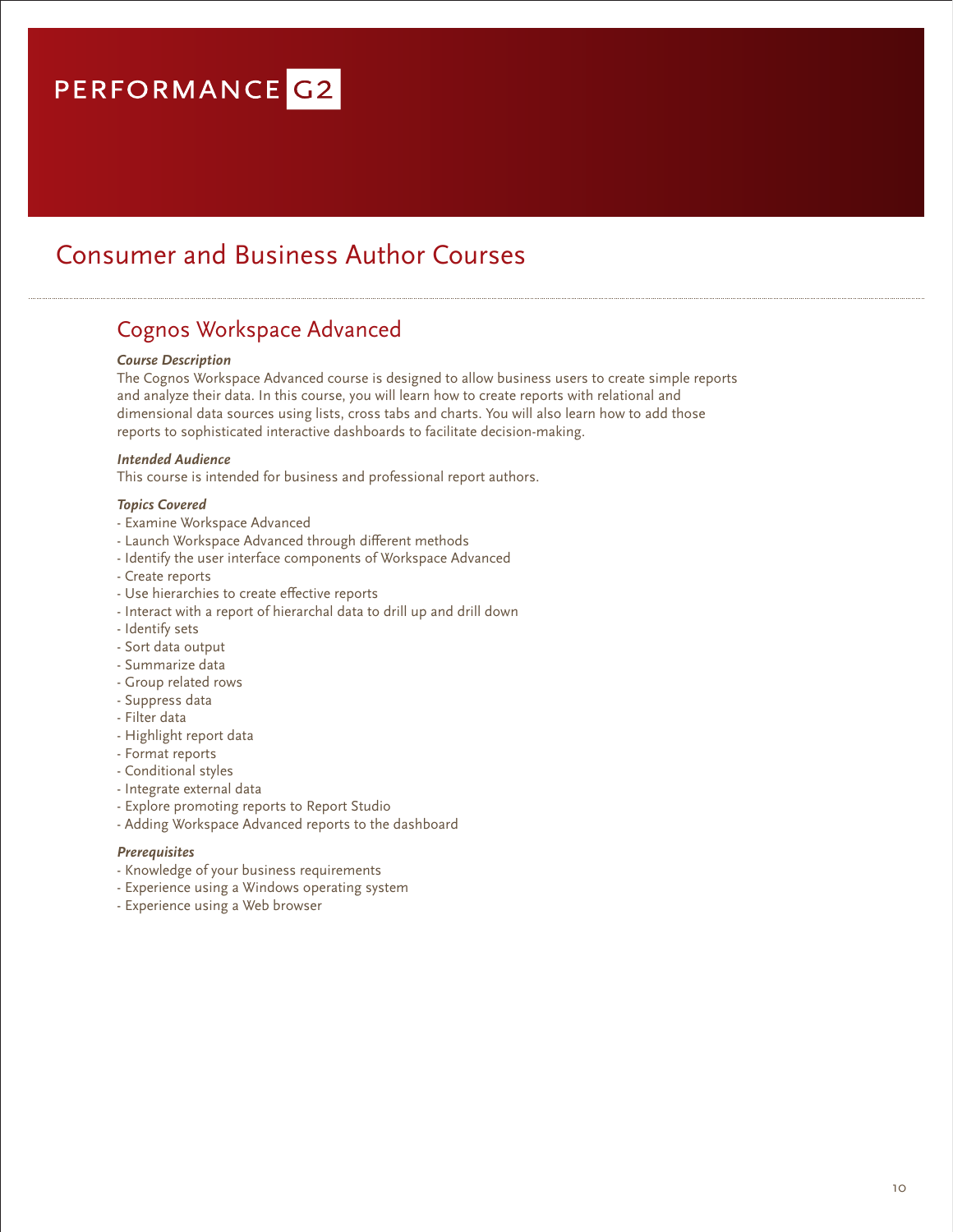PERFORMANCE G2

# Consumer and Business Author Courses

## Cognos Workspace Advanced

***Course Description***

The Cognos Workspace Advanced course is designed to allow business users to create simple reports and analyze their data. In this course, you will learn how to create reports with relational and dimensional data sources using lists, cross tabs and charts. You will also learn how to add those reports to sophisticated interactive dashboards to facilitate decision-making.

***Intended Audience***

This course is intended for business and professional report authors.

***Topics Covered***

- Examine Workspace Advanced
- Launch Workspace Advanced through different methods
- Identify the user interface components of Workspace Advanced
- Create reports
- Use hierarchies to create effective reports
- Interact with a report of hierarchal data to drill up and drill down
- Identify sets
- Sort data output
- Summarize data
- Group related rows
- Suppress data
- Filter data
- Highlight report data
- Format reports
- Conditional styles
- Integrate external data
- Explore promoting reports to Report Studio
- Adding Workspace Advanced reports to the dashboard

***Prerequisites***

- Knowledge of your business requirements
- Experience using a Windows operating system
- Experience using a Web browser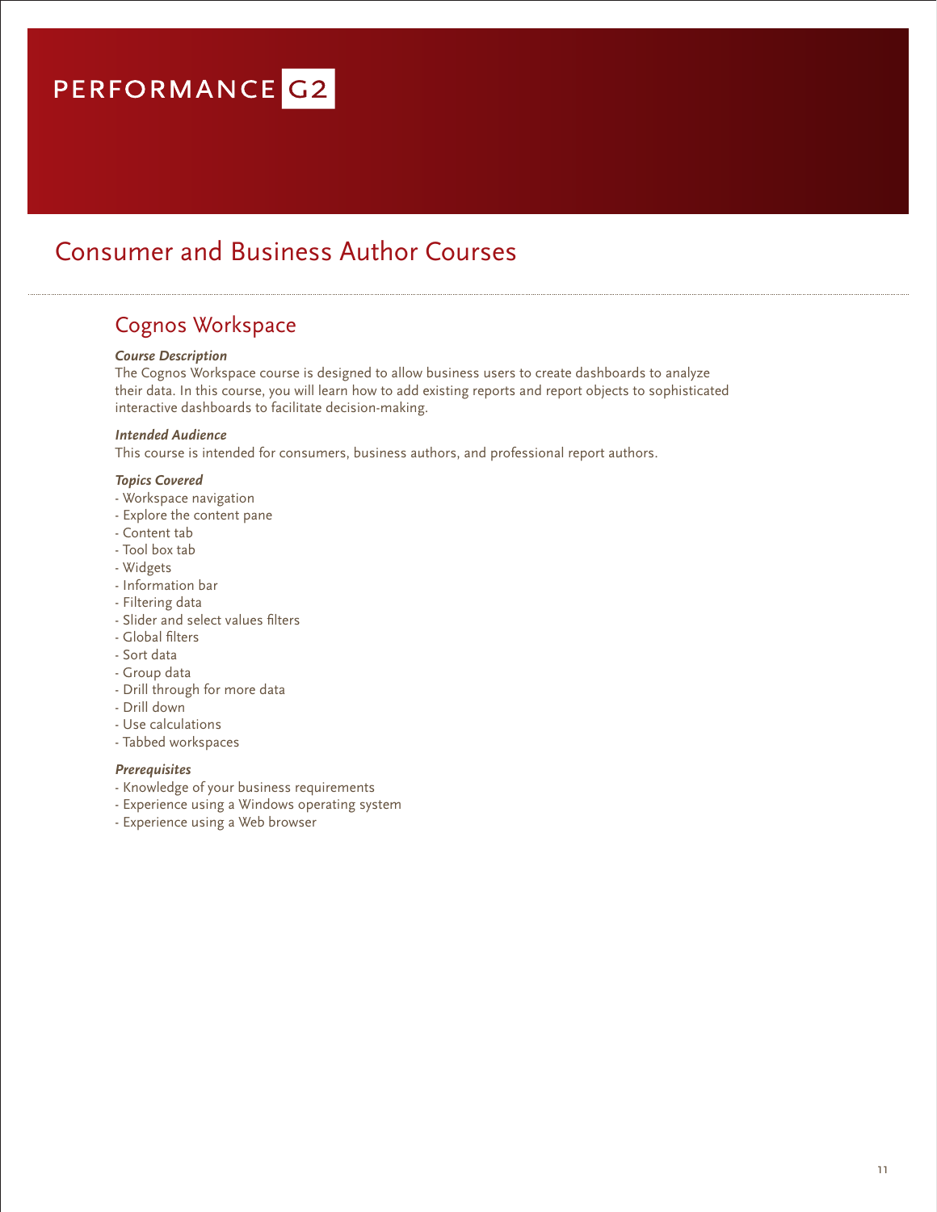PERFORMANCE G2

# Consumer and Business Author Courses

## Cognos Workspace

***Course Description***

The Cognos Workspace course is designed to allow business users to create dashboards to analyze their data. In this course, you will learn how to add existing reports and report objects to sophisticated interactive dashboards to facilitate decision-making.

***Intended Audience***

This course is intended for consumers, business authors, and professional report authors.

***Topics Covered***

- Workspace navigation
- Explore the content pane
- Content tab
- Tool box tab
- Widgets
- Information bar
- Filtering data
- Slider and select values filters
- Global filters
- Sort data
- Group data
- Drill through for more data
- Drill down
- Use calculations
- Tabbed workspaces

***Prerequisites***

- Knowledge of your business requirements
- Experience using a Windows operating system
- Experience using a Web browser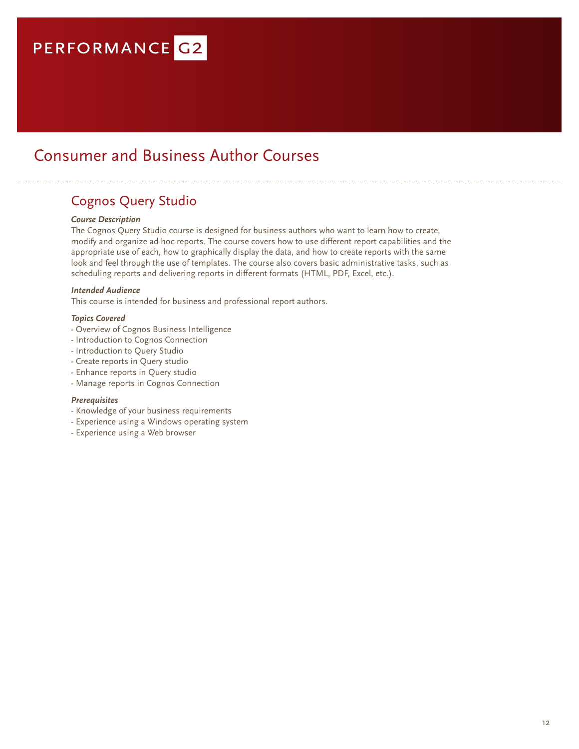PERFORMANCE G2

# Consumer and Business Author Courses

## Cognos Query Studio

***Course Description***

The Cognos Query Studio course is designed for business authors who want to learn how to create, modify and organize ad hoc reports. The course covers how to use different report capabilities and the appropriate use of each, how to graphically display the data, and how to create reports with the same look and feel through the use of templates. The course also covers basic administrative tasks, such as scheduling reports and delivering reports in different formats (HTML, PDF, Excel, etc.).

***Intended Audience***

This course is intended for business and professional report authors.

***Topics Covered***

- Overview of Cognos Business Intelligence
- Introduction to Cognos Connection
- Introduction to Query Studio
- Create reports in Query studio
- Enhance reports in Query studio
- Manage reports in Cognos Connection

***Prerequisites***

- Knowledge of your business requirements
- Experience using a Windows operating system
- Experience using a Web browser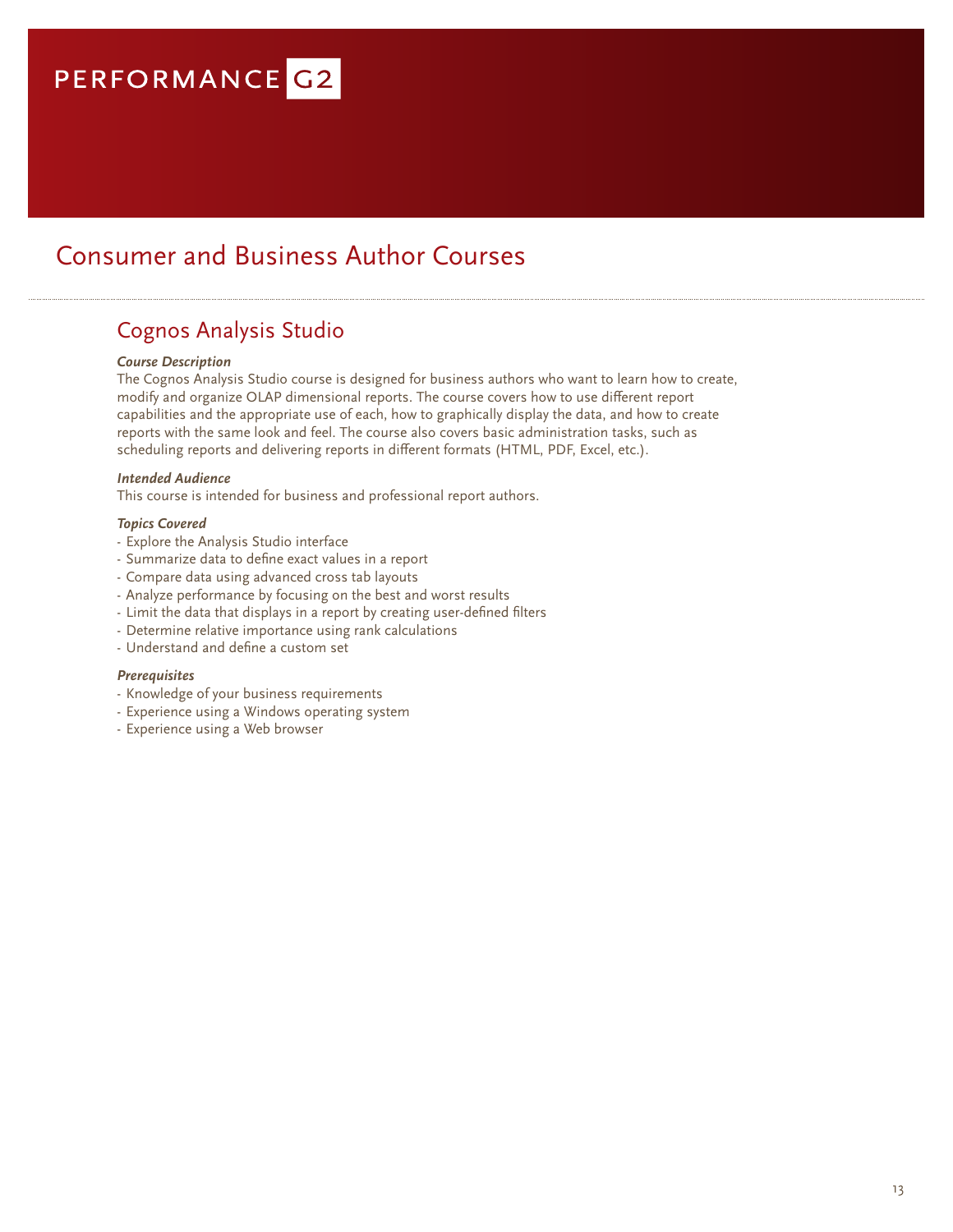PERFORMANCE G2

# Consumer and Business Author Courses

## Cognos Analysis Studio

***Course Description***

The Cognos Analysis Studio course is designed for business authors who want to learn how to create, modify and organize OLAP dimensional reports. The course covers how to use different report capabilities and the appropriate use of each, how to graphically display the data, and how to create reports with the same look and feel. The course also covers basic administration tasks, such as scheduling reports and delivering reports in different formats (HTML, PDF, Excel, etc.).

***Intended Audience***

This course is intended for business and professional report authors.

***Topics Covered***

- Explore the Analysis Studio interface
- Summarize data to define exact values in a report
- Compare data using advanced cross tab layouts
- Analyze performance by focusing on the best and worst results
- Limit the data that displays in a report by creating user-defined filters
- Determine relative importance using rank calculations
- Understand and define a custom set

***Prerequisites***

- Knowledge of your business requirements
- Experience using a Windows operating system
- Experience using a Web browser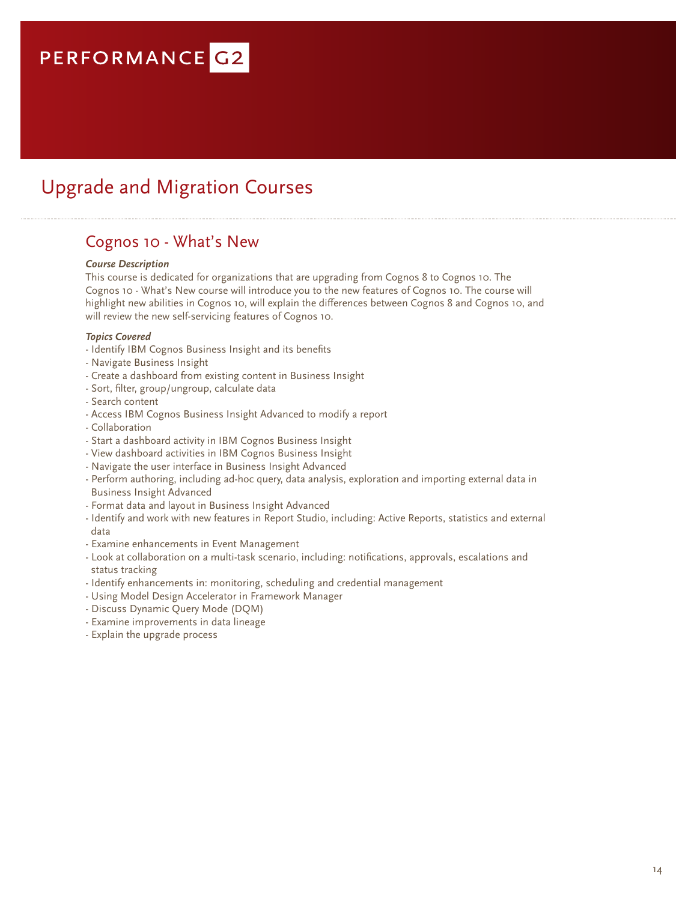PERFORMANCE G2

# Upgrade and Migration Courses

## Cognos 10 - What's New

***Course Description***

This course is dedicated for organizations that are upgrading from Cognos 8 to Cognos 10. The Cognos 10 - What's New course will introduce you to the new features of Cognos 10. The course will highlight new abilities in Cognos 10, will explain the differences between Cognos 8 and Cognos 10, and will review the new self-servicing features of Cognos 10.

***Topics Covered***

- Identify IBM Cognos Business Insight and its benefits
- Navigate Business Insight
- Create a dashboard from existing content in Business Insight
- Sort, filter, group/ungroup, calculate data
- Search content
- Access IBM Cognos Business Insight Advanced to modify a report
- Collaboration
- Start a dashboard activity in IBM Cognos Business Insight
- View dashboard activities in IBM Cognos Business Insight
- Navigate the user interface in Business Insight Advanced
- Perform authoring, including ad-hoc query, data analysis, exploration and importing external data in Business Insight Advanced
- Format data and layout in Business Insight Advanced
- Identify and work with new features in Report Studio, including: Active Reports, statistics and external data
- Examine enhancements in Event Management
- Look at collaboration on a multi-task scenario, including: notifications, approvals, escalations and status tracking
- Identify enhancements in: monitoring, scheduling and credential management
- Using Model Design Accelerator in Framework Manager
- Discuss Dynamic Query Mode (DQM)
- Examine improvements in data lineage
- Explain the upgrade process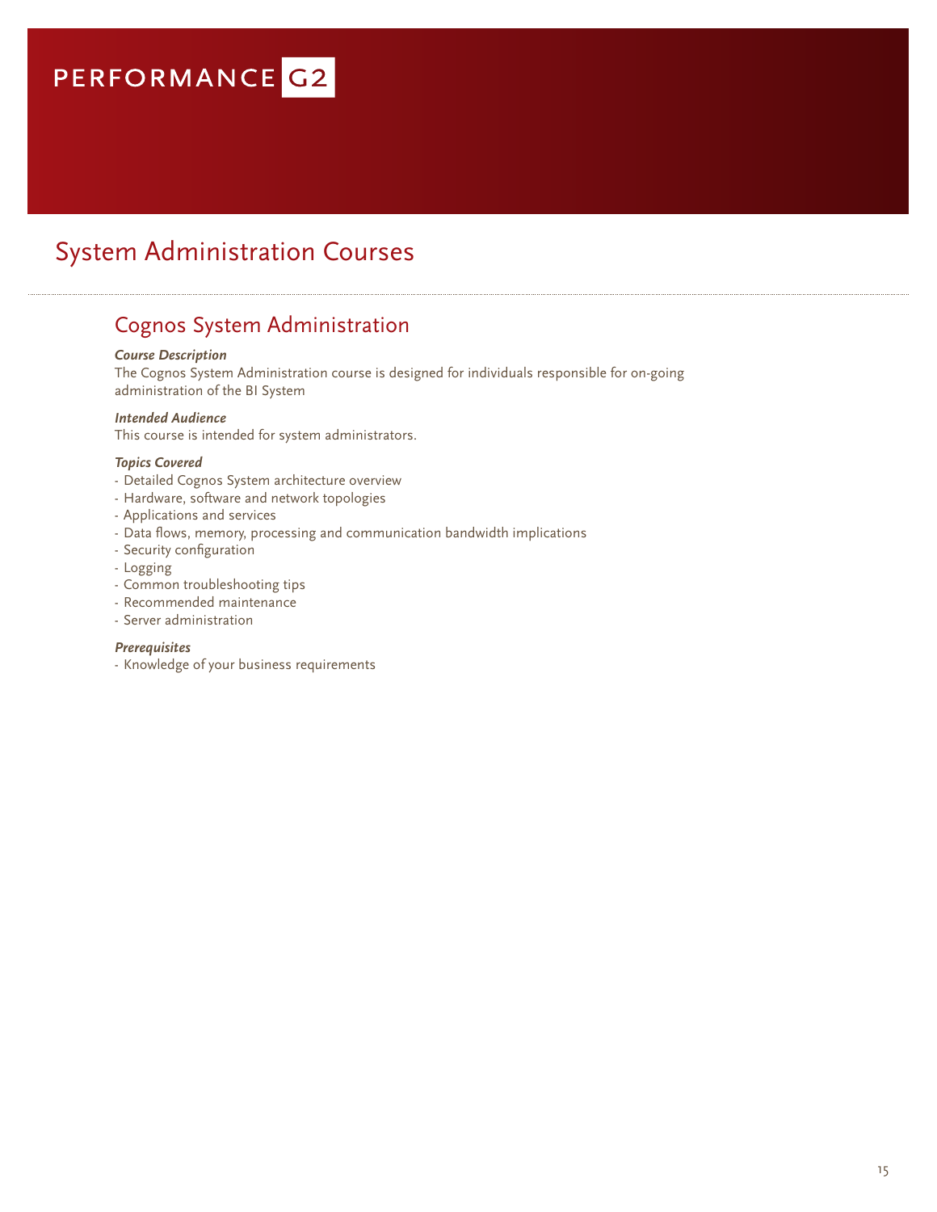PERFORMANCE G2

# System Administration Courses

## Cognos System Administration

***Course Description***

The Cognos System Administration course is designed for individuals responsible for on-going administration of the BI System

***Intended Audience***

This course is intended for system administrators.

***Topics Covered***

- Detailed Cognos System architecture overview
- Hardware, software and network topologies
- Applications and services
- Data flows, memory, processing and communication bandwidth implications
- Security configuration
- Logging
- Common troubleshooting tips
- Recommended maintenance
- Server administration

***Prerequisites***

- Knowledge of your business requirements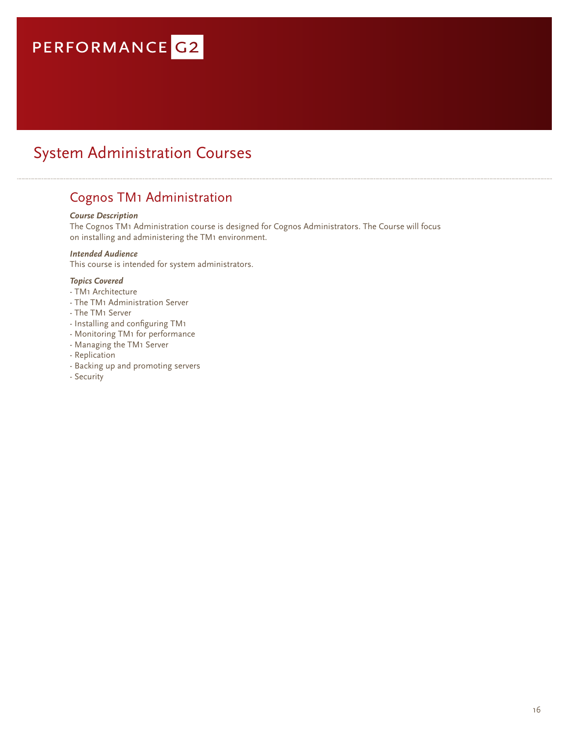# System Administration Courses

## Cognos TM1 Administration

***Course Description***

The Cognos TM1 Administration course is designed for Cognos Administrators. The Course will focus on installing and administering the TM1 environment.

***Intended Audience***

This course is intended for system administrators.

***Topics Covered***

- TM1 Architecture
- The TM1 Administration Server
- The TM1 Server
- Installing and configuring TM1
- Monitoring TM1 for performance
- Managing the TM1 Server
- Replication
- Backing up and promoting servers
- Security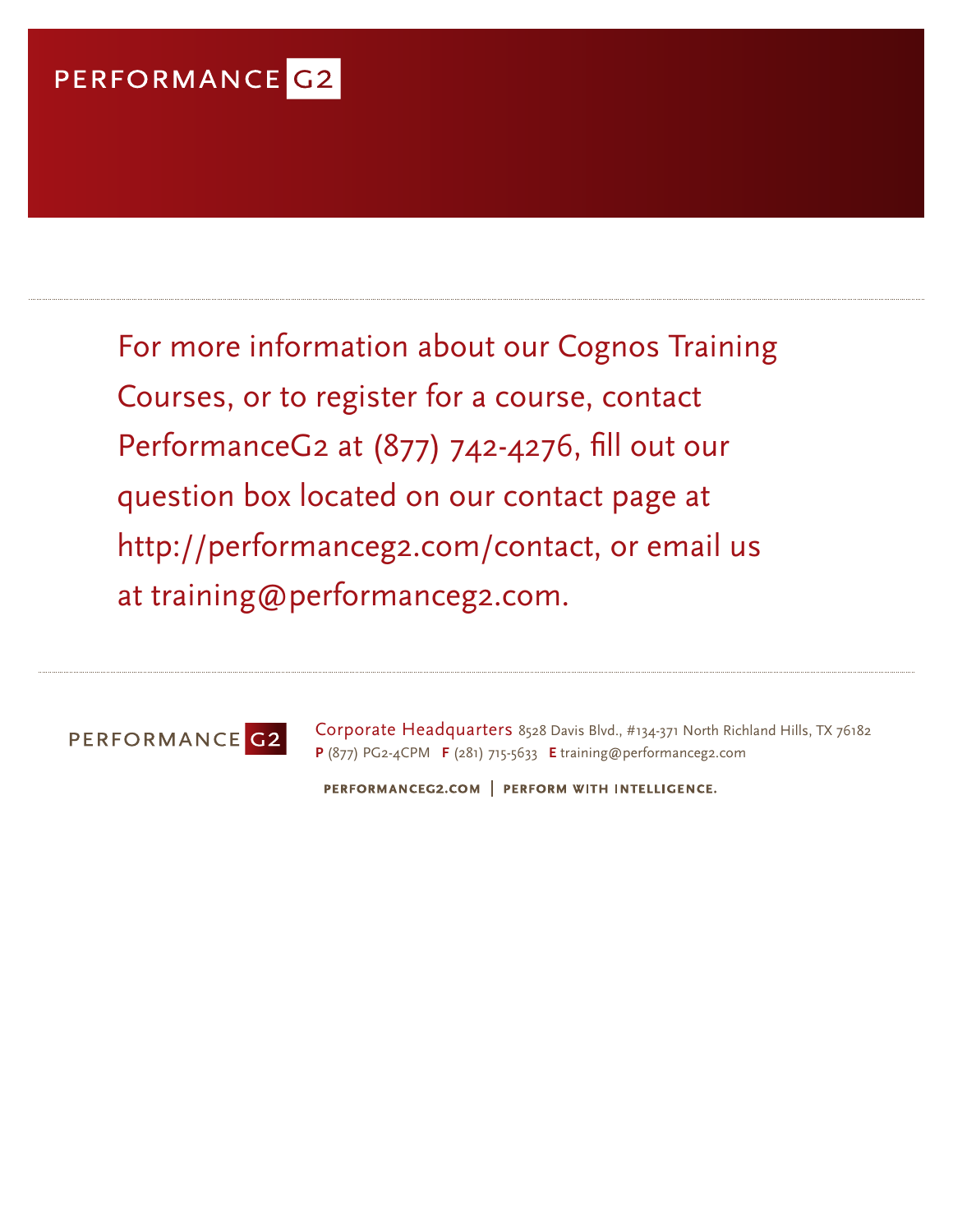PERFORMANCE G2

For more information about our Cognos Training Courses, or to register for a course, contact PerformanceG2 at (877) 742-4276, fill out our question box located on our contact page at http://performanceg2.com/contact, or email us at training@performanceg2.com.

PERFORMANCE G2

Corporate Headquarters 8528 Davis Blvd., #134-371 North Richland Hills, TX 76182
**P** (877) PG2-4CPM **F** (281) 715-5633 **E** training@performanceg2.com

PERFORMANCEG2.COM | PERFORM WITH INTELLIGENCE.